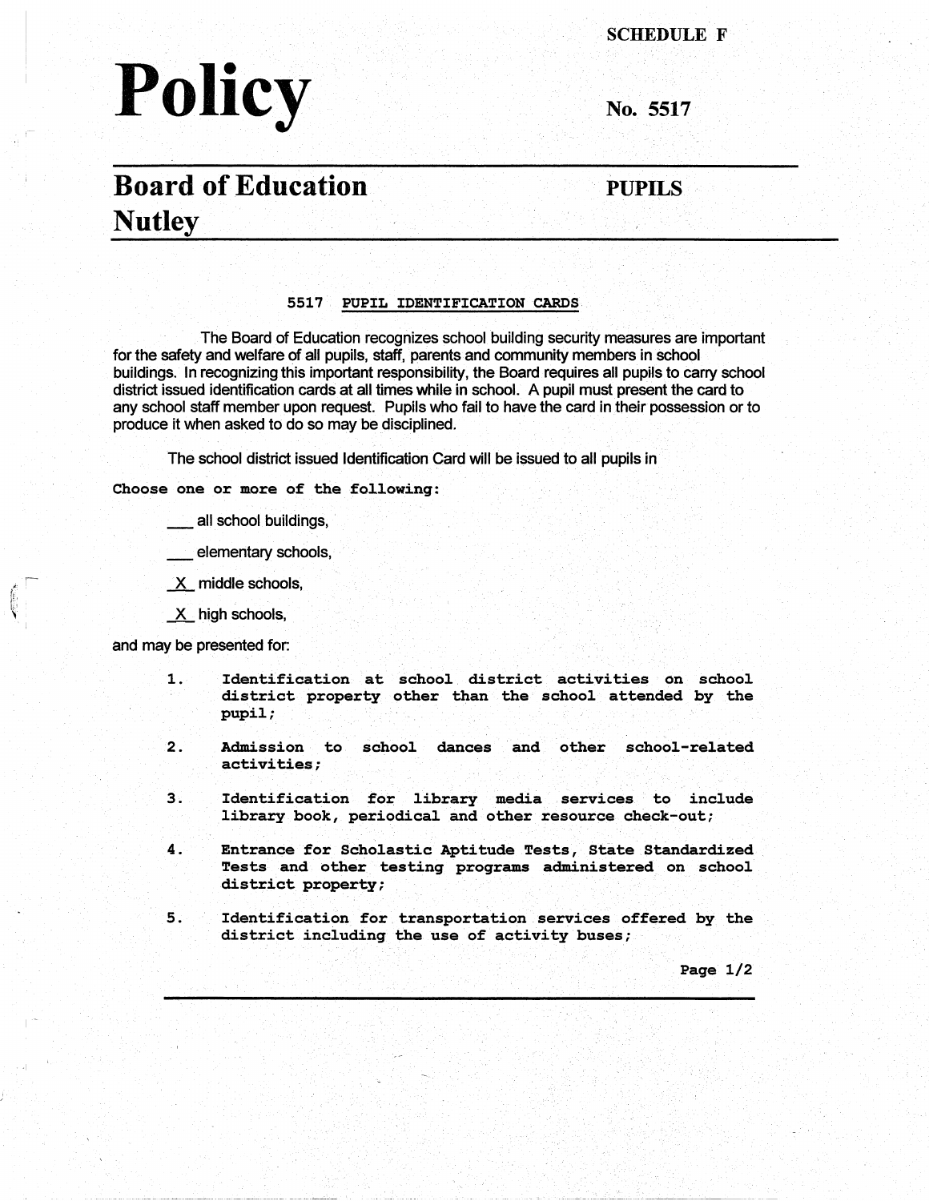SCHEDULE F

# Policy

No. 5517

## Board of Education Nutley

## PUPILS

### 5517 PUPIL IDENTIFICATION CARDS

The Board of Education recognizes school building security measures are important for the safety and welfare of all pupils, staff, parents and community members in school buildings. In recognizing this important responsibility, the Board requires all pupils to carry school district issued identification cards at all times while in school. A pupil must present the card to any school staff member upon request. Pupils who fail to have the card in their possession or to produce it when asked to do so may be disciplined.

The school district issued Identification Card will be issued to all pupils in

**Choose one or more of the following:**

\_\_\_ all school buildings,

\_\_\_ elementary schools,

\_X\_ middle schools,

\_X\_ high schools,

and may be presented for:

1. Identification at school district activities on school district property other than the school attended by the pupil;
2. Admission to school dances and other school-related activities;
3. Identification for library media services to include library book, periodical and other resource check-out;
4. Entrance for Scholastic Aptitude Tests, State Standardized Tests and other testing programs administered on school district property;
5. Identification for transportation services offered by the district including the use of activity buses;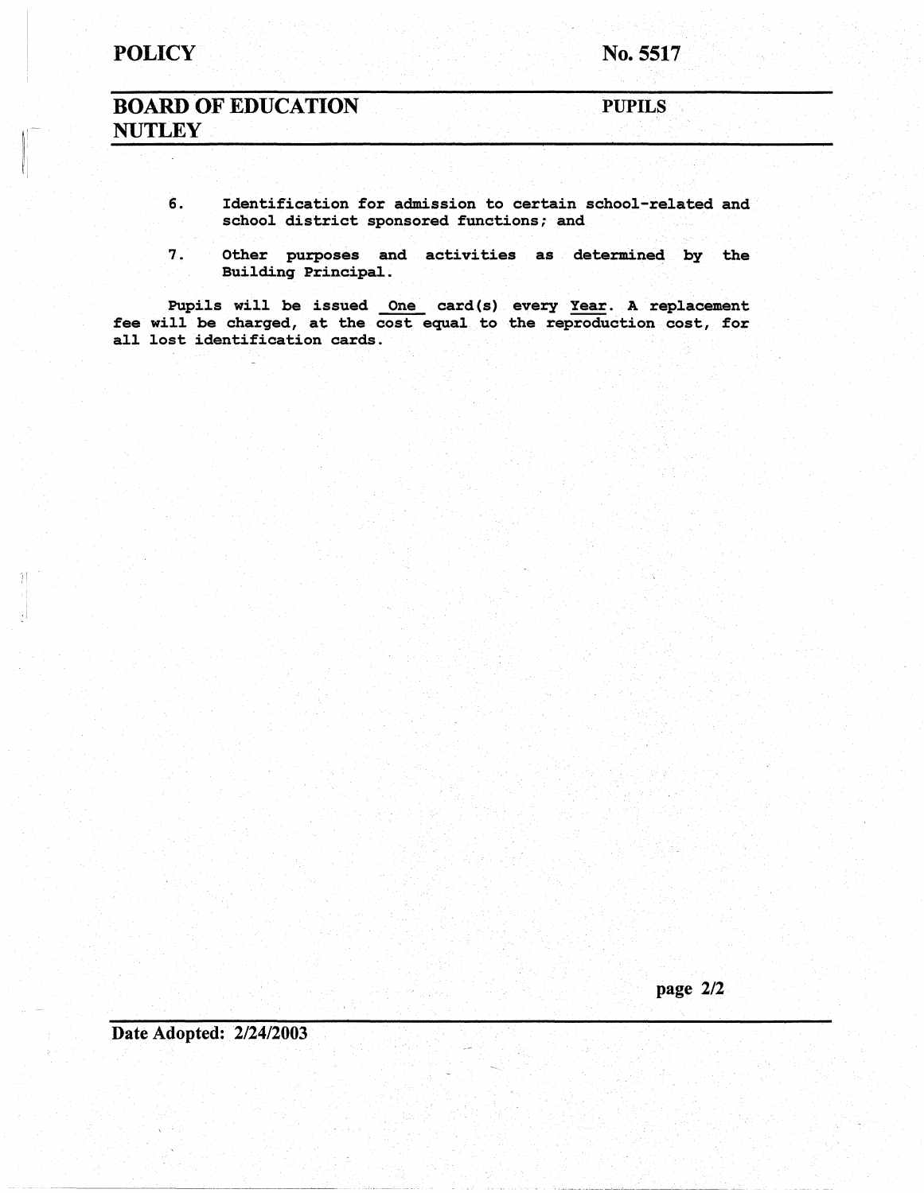6. Identification for admission to certain school-related and school district sponsored functions; and

7. Other purposes and activities as determined by the Building Principal.

Pupils will be issued One card(s) every Year. A replacement fee will be charged, at the cost equal to the reproduction cost, for all lost identification cards.

Date Adopted: 2/24/2003